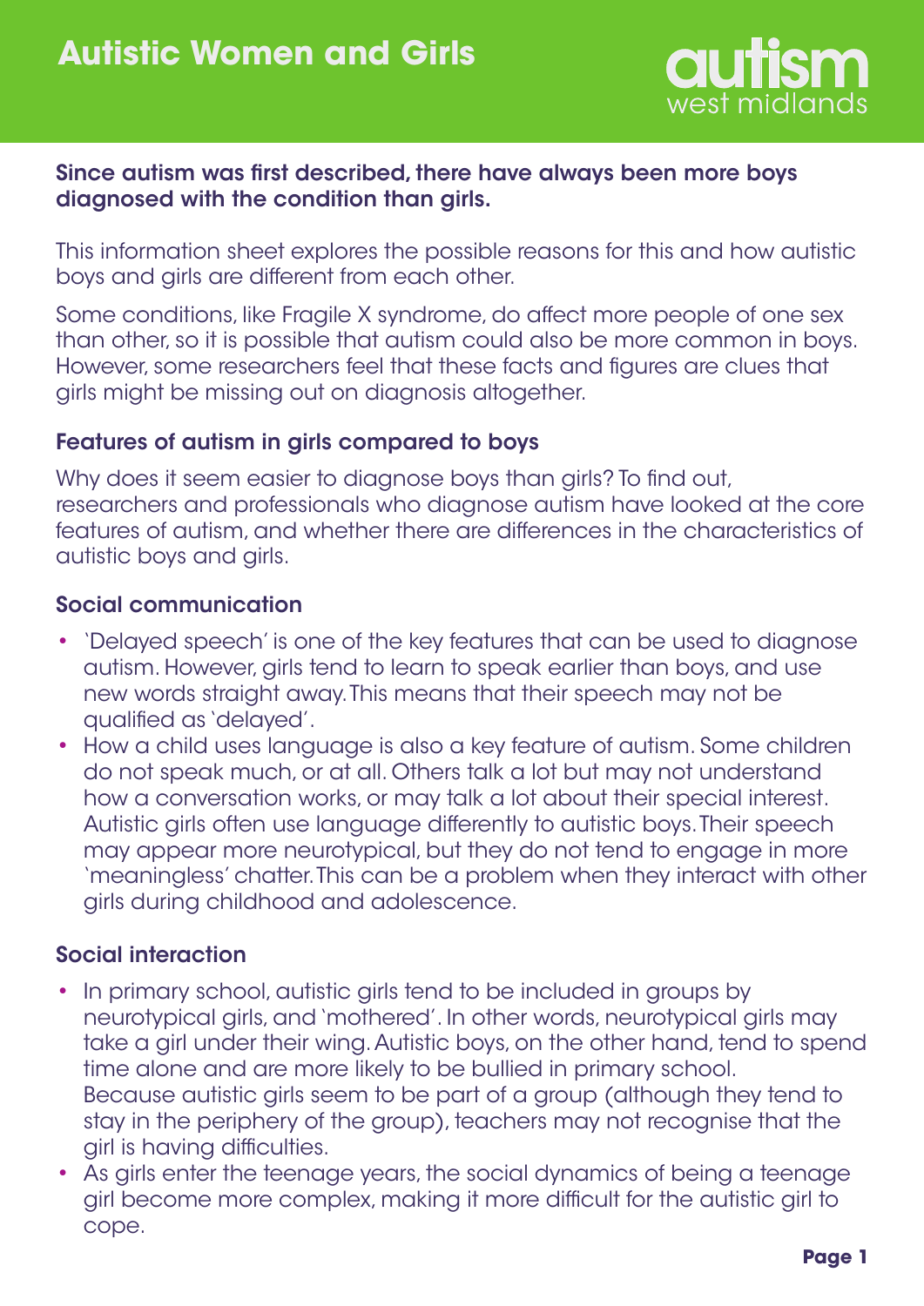# Autistic Women and Girls

**Since autism was first described, there have always been more boys diagnosed with the condition than girls.**

This information sheet explores the possible reasons for this and how autistic boys and girls are different from each other.

Some conditions, like Fragile X syndrome, do affect more people of one sex than other, so it is possible that autism could also be more common in boys. However, some researchers feel that these facts and figures are clues that girls might be missing out on diagnosis altogether.

## Features of autism in girls compared to boys

Why does it seem easier to diagnose boys than girls? To find out, researchers and professionals who diagnose autism have looked at the core features of autism, and whether there are differences in the characteristics of autistic boys and girls.

### Social communication

- 'Delayed speech' is one of the key features that can be used to diagnose autism. However, girls tend to learn to speak earlier than boys, and use new words straight away. This means that their speech may not be qualified as 'delayed'.
- How a child uses language is also a key feature of autism. Some children do not speak much, or at all. Others talk a lot but may not understand how a conversation works, or may talk a lot about their special interest. Autistic girls often use language differently to autistic boys. Their speech may appear more neurotypical, but they do not tend to engage in more 'meaningless' chatter. This can be a problem when they interact with other girls during childhood and adolescence.

### Social interaction

- In primary school, autistic girls tend to be included in groups by neurotypical girls, and 'mothered'. In other words, neurotypical girls may take a girl under their wing. Autistic boys, on the other hand, tend to spend time alone and are more likely to be bullied in primary school. Because autistic girls seem to be part of a group (although they tend to stay in the periphery of the group), teachers may not recognise that the girl is having difficulties.
- As girls enter the teenage years, the social dynamics of being a teenage girl become more complex, making it more difficult for the autistic girl to cope.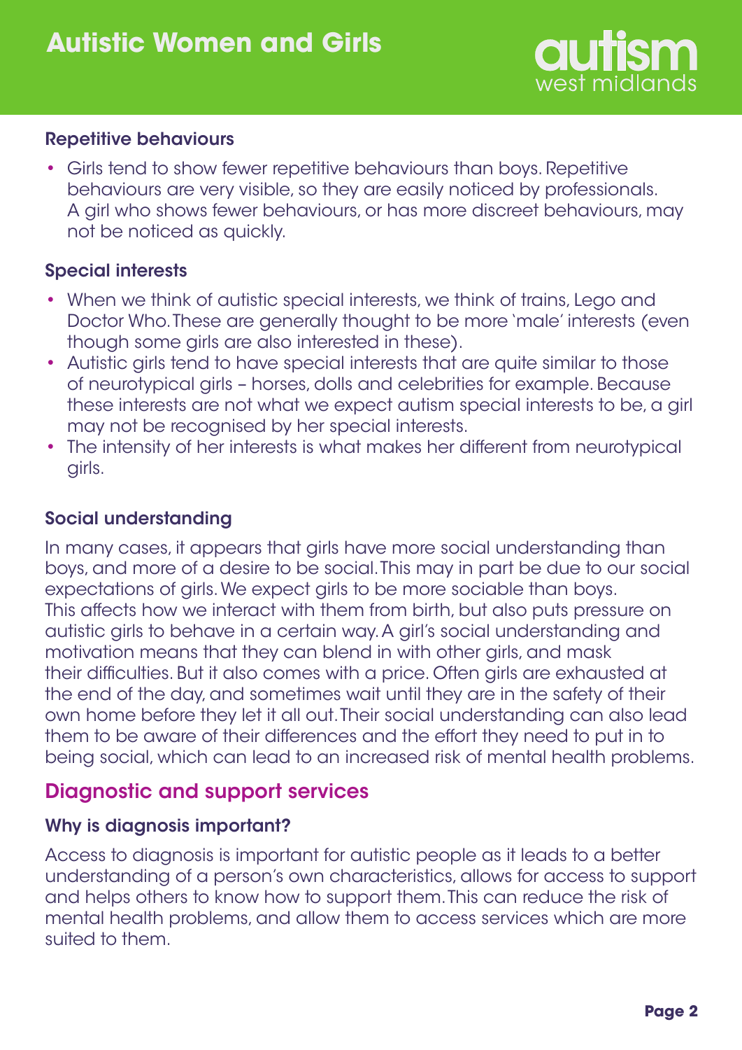#### Repetitive behaviours

- Girls tend to show fewer repetitive behaviours than boys. Repetitive behaviours are very visible, so they are easily noticed by professionals. A girl who shows fewer behaviours, or has more discreet behaviours, may not be noticed as quickly.

#### Special interests

- When we think of autistic special interests, we think of trains, Lego and Doctor Who. These are generally thought to be more 'male' interests (even though some girls are also interested in these).
- Autistic girls tend to have special interests that are quite similar to those of neurotypical girls – horses, dolls and celebrities for example. Because these interests are not what we expect autism special interests to be, a girl may not be recognised by her special interests.
- The intensity of her interests is what makes her different from neurotypical girls.

#### Social understanding

In many cases, it appears that girls have more social understanding than boys, and more of a desire to be social. This may in part be due to our social expectations of girls. We expect girls to be more sociable than boys. This affects how we interact with them from birth, but also puts pressure on autistic girls to behave in a certain way. A girl's social understanding and motivation means that they can blend in with other girls, and mask their difficulties. But it also comes with a price. Often girls are exhausted at the end of the day, and sometimes wait until they are in the safety of their own home before they let it all out. Their social understanding can also lead them to be aware of their differences and the effort they need to put in to being social, which can lead to an increased risk of mental health problems.

## Diagnostic and support services

#### Why is diagnosis important?

Access to diagnosis is important for autistic people as it leads to a better understanding of a person's own characteristics, allows for access to support and helps others to know how to support them. This can reduce the risk of mental health problems, and allow them to access services which are more suited to them.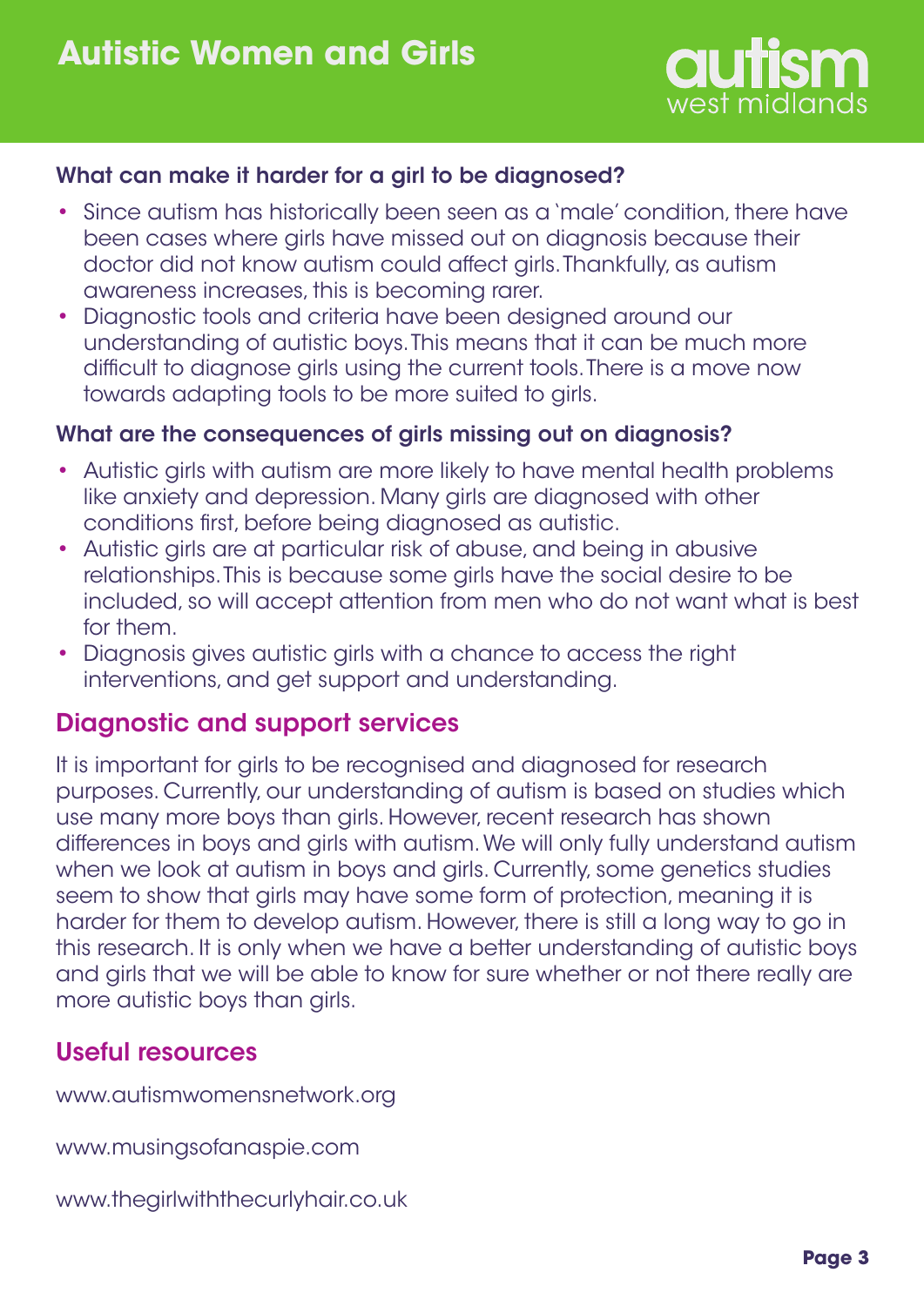### What can make it harder for a girl to be diagnosed?

- Since autism has historically been seen as a 'male' condition, there have been cases where girls have missed out on diagnosis because their doctor did not know autism could affect girls. Thankfully, as autism awareness increases, this is becoming rarer.
- Diagnostic tools and criteria have been designed around our understanding of autistic boys. This means that it can be much more difficult to diagnose girls using the current tools. There is a move now towards adapting tools to be more suited to girls.

### What are the consequences of girls missing out on diagnosis?

- Autistic girls with autism are more likely to have mental health problems like anxiety and depression. Many girls are diagnosed with other conditions first, before being diagnosed as autistic.
- Autistic girls are at particular risk of abuse, and being in abusive relationships. This is because some girls have the social desire to be included, so will accept attention from men who do not want what is best for them.
- Diagnosis gives autistic girls with a chance to access the right interventions, and get support and understanding.

## Diagnostic and support services

It is important for girls to be recognised and diagnosed for research purposes. Currently, our understanding of autism is based on studies which use many more boys than girls. However, recent research has shown differences in boys and girls with autism. We will only fully understand autism when we look at autism in boys and girls. Currently, some genetics studies seem to show that girls may have some form of protection, meaning it is harder for them to develop autism. However, there is still a long way to go in this research. It is only when we have a better understanding of autistic boys and girls that we will be able to know for sure whether or not there really are more autistic boys than girls.

## Useful resources

www.autismwomensnetwork.org

www.musingsofanaspie.com

www.thegirlwiththecurlyhair.co.uk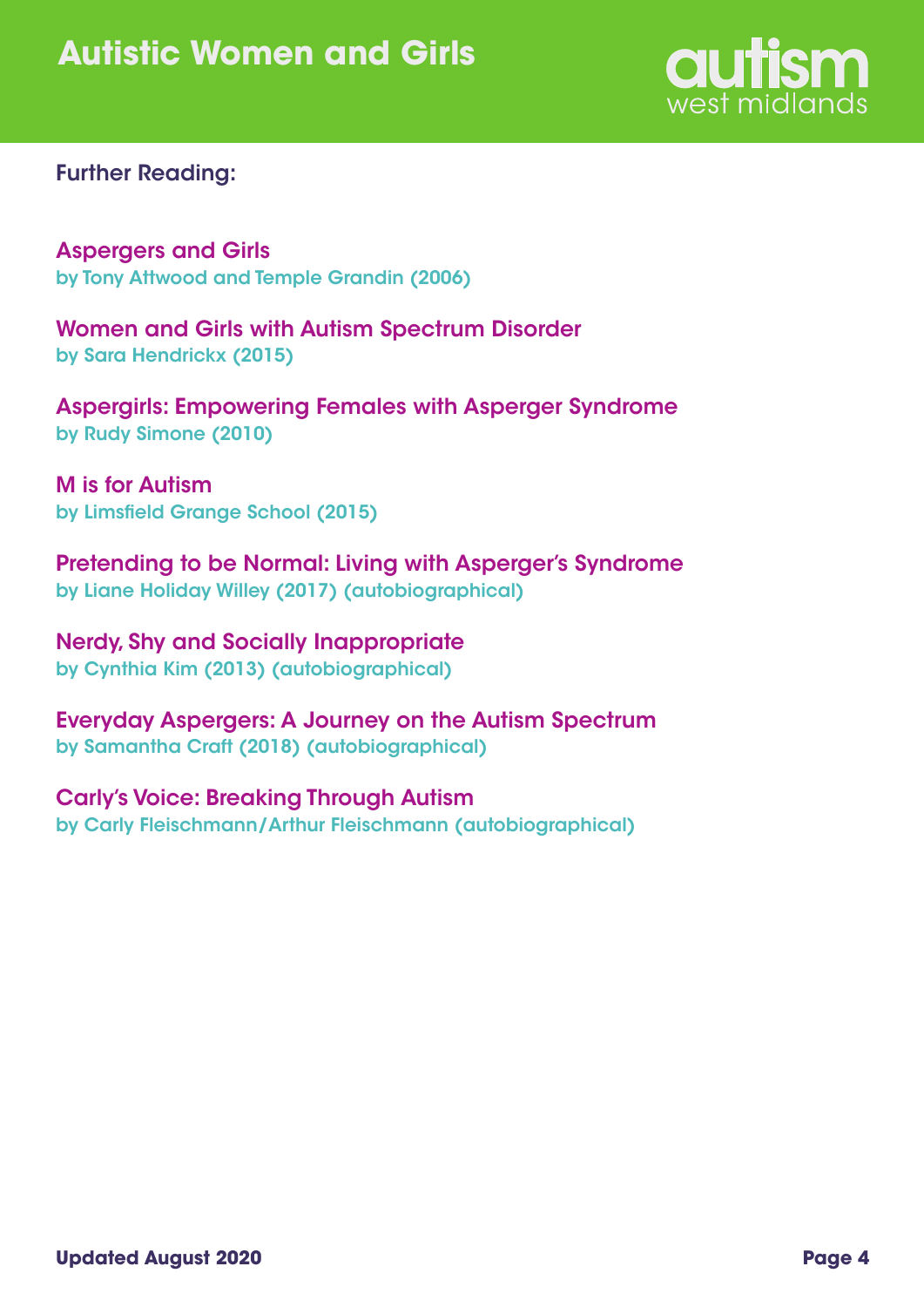## Further Reading:

**Aspergers and Girls**
by Tony Attwood and Temple Grandin (2006)

**Women and Girls with Autism Spectrum Disorder**
by Sara Hendrickx (2015)

**Aspergirls: Empowering Females with Asperger Syndrome**
by Rudy Simone (2010)

**M is for Autism**
by Limsfield Grange School (2015)

**Pretending to be Normal: Living with Asperger's Syndrome**
by Liane Holiday Willey (2017) (autobiographical)

**Nerdy, Shy and Socially Inappropriate**
by Cynthia Kim (2013) (autobiographical)

**Everyday Aspergers: A Journey on the Autism Spectrum**
by Samantha Craft (2018) (autobiographical)

**Carly's Voice: Breaking Through Autism**
by Carly Fleischmann/Arthur Fleischmann (autobiographical)

**Updated August 2020**